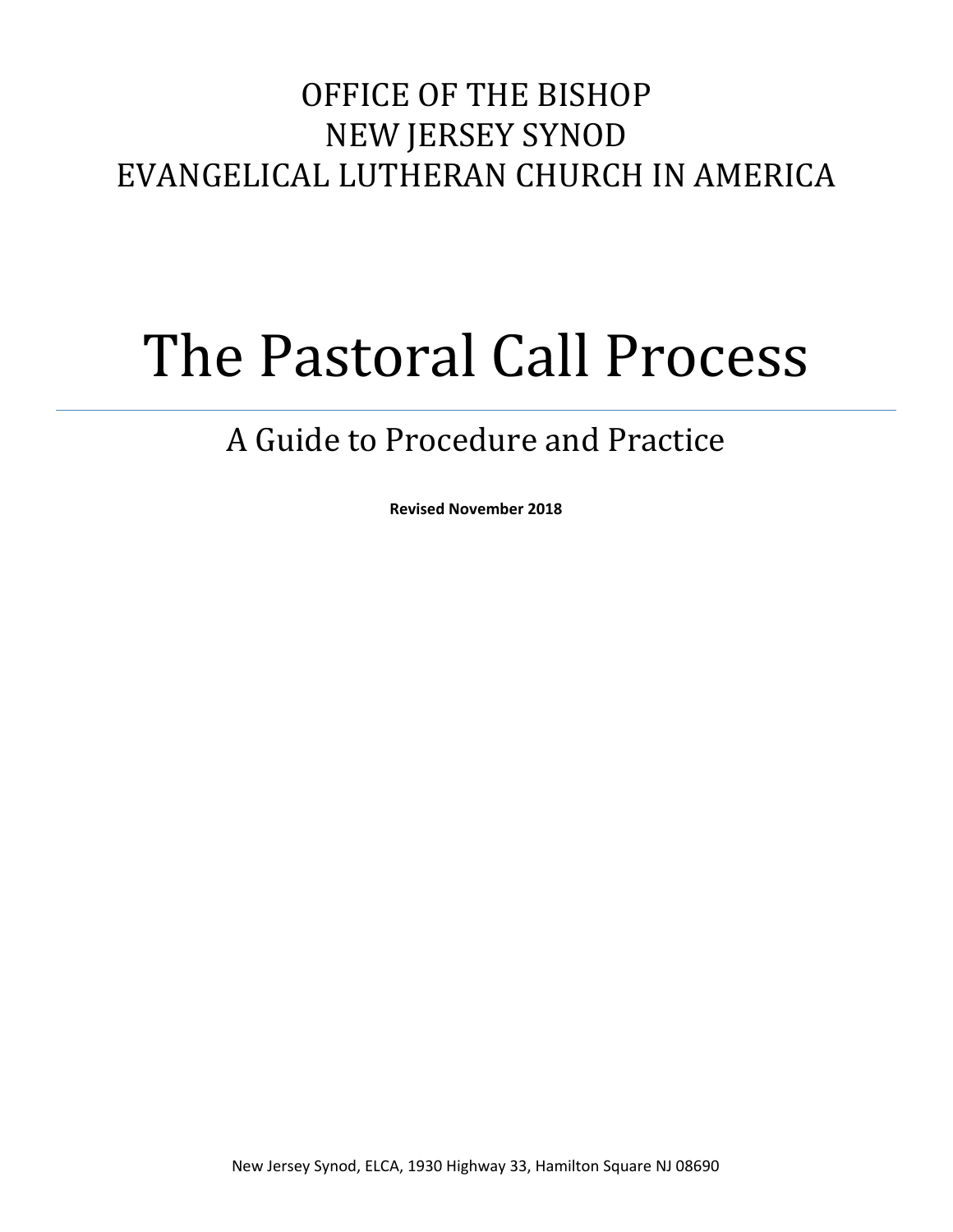OFFICE OF THE BISHOP
NEW JERSEY SYNOD
EVANGELICAL LUTHERAN CHURCH IN AMERICA

# The Pastoral Call Process

## A Guide to Procedure and Practice

**Revised November 2018**

New Jersey Synod, ELCA, 1930 Highway 33, Hamilton Square NJ 08690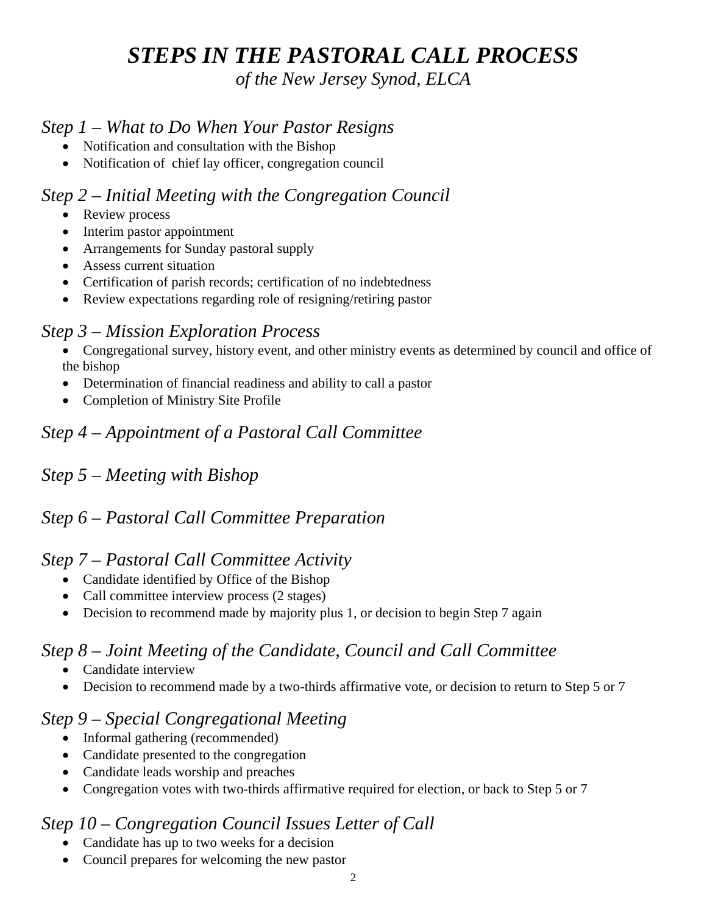# *STEPS IN THE PASTORAL CALL PROCESS*

*of the New Jersey Synod, ELCA*

## *Step 1 – What to Do When Your Pastor Resigns*

- Notification and consultation with the Bishop
- Notification of chief lay officer, congregation council

## *Step 2 – Initial Meeting with the Congregation Council*

- Review process
- Interim pastor appointment
- Arrangements for Sunday pastoral supply
- Assess current situation
- Certification of parish records; certification of no indebtedness
- Review expectations regarding role of resigning/retiring pastor

## *Step 3 – Mission Exploration Process*

- Congregational survey, history event, and other ministry events as determined by council and office of the bishop
- Determination of financial readiness and ability to call a pastor
- Completion of Ministry Site Profile

## *Step 4 – Appointment of a Pastoral Call Committee*

## *Step 5 – Meeting with Bishop*

## *Step 6 – Pastoral Call Committee Preparation*

## *Step 7 – Pastoral Call Committee Activity*

- Candidate identified by Office of the Bishop
- Call committee interview process (2 stages)
- Decision to recommend made by majority plus 1, or decision to begin Step 7 again

## *Step 8 – Joint Meeting of the Candidate, Council and Call Committee*

- Candidate interview
- Decision to recommend made by a two-thirds affirmative vote, or decision to return to Step 5 or 7

## *Step 9 – Special Congregational Meeting*

- Informal gathering (recommended)
- Candidate presented to the congregation
- Candidate leads worship and preaches
- Congregation votes with two-thirds affirmative required for election, or back to Step 5 or 7

## *Step 10 – Congregation Council Issues Letter of Call*

- Candidate has up to two weeks for a decision
- Council prepares for welcoming the new pastor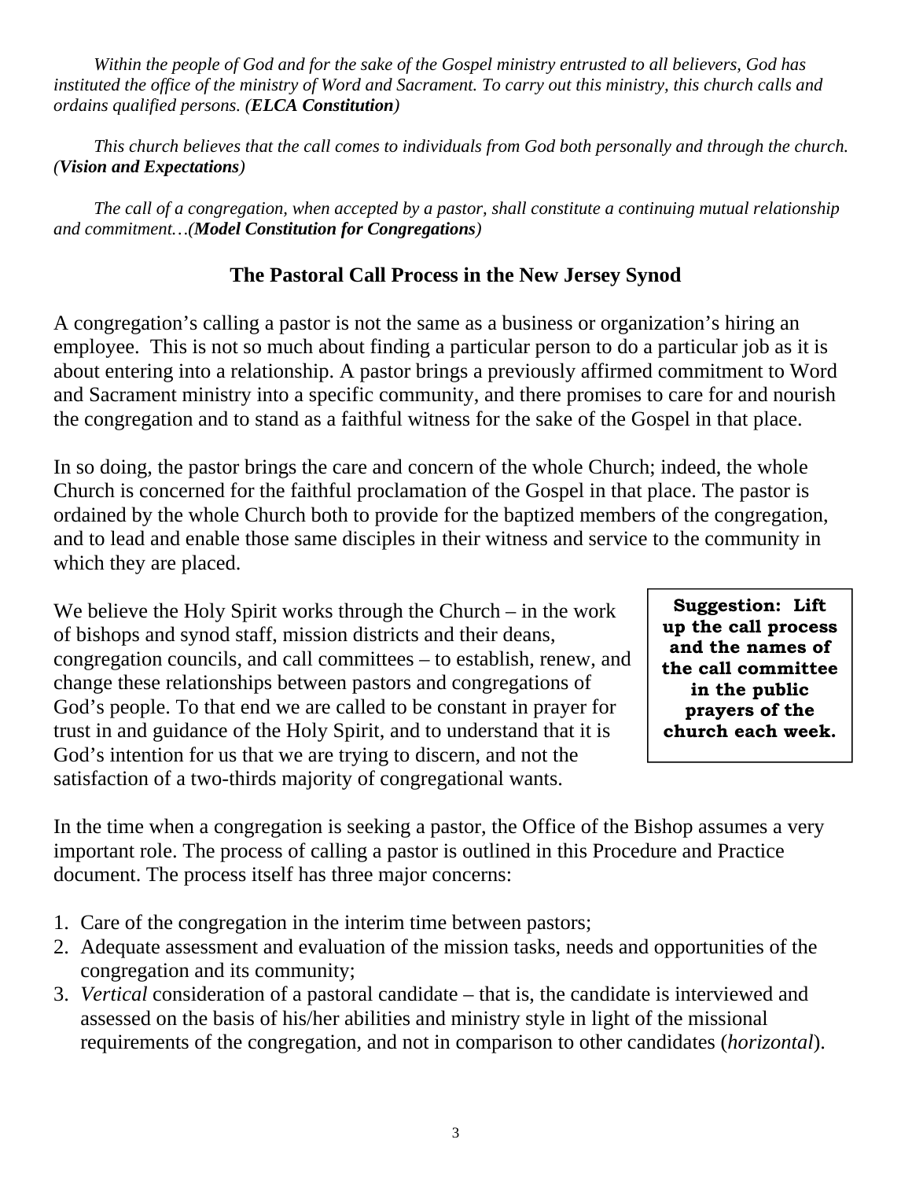*Within the people of God and for the sake of the Gospel ministry entrusted to all believers, God has instituted the office of the ministry of Word and Sacrament. To carry out this ministry, this church calls and ordains qualified persons. (**ELCA Constitution**)*

*This church believes that the call comes to individuals from God both personally and through the church. (**Vision and Expectations**)*

*The call of a congregation, when accepted by a pastor, shall constitute a continuing mutual relationship and commitment…(**Model Constitution for Congregations**)*

## The Pastoral Call Process in the New Jersey Synod

A congregation's calling a pastor is not the same as a business or organization's hiring an employee. This is not so much about finding a particular person to do a particular job as it is about entering into a relationship. A pastor brings a previously affirmed commitment to Word and Sacrament ministry into a specific community, and there promises to care for and nourish the congregation and to stand as a faithful witness for the sake of the Gospel in that place.

In so doing, the pastor brings the care and concern of the whole Church; indeed, the whole Church is concerned for the faithful proclamation of the Gospel in that place. The pastor is ordained by the whole Church both to provide for the baptized members of the congregation, and to lead and enable those same disciples in their witness and service to the community in which they are placed.

We believe the Holy Spirit works through the Church – in the work of bishops and synod staff, mission districts and their deans, congregation councils, and call committees – to establish, renew, and change these relationships between pastors and congregations of God's people. To that end we are called to be constant in prayer for trust in and guidance of the Holy Spirit, and to understand that it is God's intention for us that we are trying to discern, and not the satisfaction of a two-thirds majority of congregational wants.

**Suggestion: Lift up the call process and the names of the call committee in the public prayers of the church each week.**

In the time when a congregation is seeking a pastor, the Office of the Bishop assumes a very important role. The process of calling a pastor is outlined in this Procedure and Practice document. The process itself has three major concerns:

1. Care of the congregation in the interim time between pastors;
2. Adequate assessment and evaluation of the mission tasks, needs and opportunities of the congregation and its community;
3. *Vertical* consideration of a pastoral candidate – that is, the candidate is interviewed and assessed on the basis of his/her abilities and ministry style in light of the missional requirements of the congregation, and not in comparison to other candidates (*horizontal*).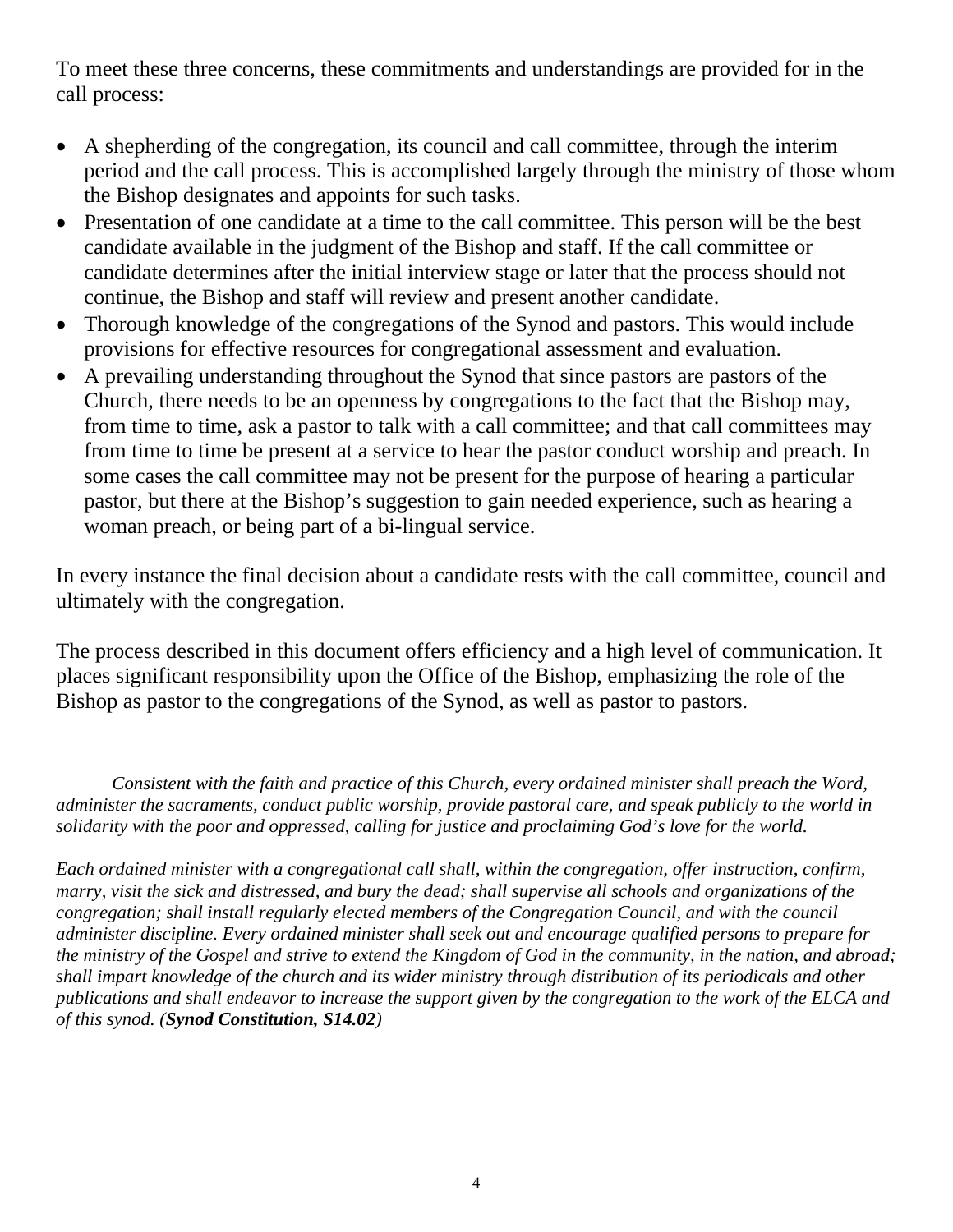To meet these three concerns, these commitments and understandings are provided for in the call process:

- A shepherding of the congregation, its council and call committee, through the interim period and the call process. This is accomplished largely through the ministry of those whom the Bishop designates and appoints for such tasks.
- Presentation of one candidate at a time to the call committee. This person will be the best candidate available in the judgment of the Bishop and staff. If the call committee or candidate determines after the initial interview stage or later that the process should not continue, the Bishop and staff will review and present another candidate.
- Thorough knowledge of the congregations of the Synod and pastors. This would include provisions for effective resources for congregational assessment and evaluation.
- A prevailing understanding throughout the Synod that since pastors are pastors of the Church, there needs to be an openness by congregations to the fact that the Bishop may, from time to time, ask a pastor to talk with a call committee; and that call committees may from time to time be present at a service to hear the pastor conduct worship and preach. In some cases the call committee may not be present for the purpose of hearing a particular pastor, but there at the Bishop's suggestion to gain needed experience, such as hearing a woman preach, or being part of a bi-lingual service.

In every instance the final decision about a candidate rests with the call committee, council and ultimately with the congregation.

The process described in this document offers efficiency and a high level of communication. It places significant responsibility upon the Office of the Bishop, emphasizing the role of the Bishop as pastor to the congregations of the Synod, as well as pastor to pastors.

*Consistent with the faith and practice of this Church, every ordained minister shall preach the Word, administer the sacraments, conduct public worship, provide pastoral care, and speak publicly to the world in solidarity with the poor and oppressed, calling for justice and proclaiming God's love for the world.*

*Each ordained minister with a congregational call shall, within the congregation, offer instruction, confirm, marry, visit the sick and distressed, and bury the dead; shall supervise all schools and organizations of the congregation; shall install regularly elected members of the Congregation Council, and with the council administer discipline. Every ordained minister shall seek out and encourage qualified persons to prepare for the ministry of the Gospel and strive to extend the Kingdom of God in the community, in the nation, and abroad; shall impart knowledge of the church and its wider ministry through distribution of its periodicals and other publications and shall endeavor to increase the support given by the congregation to the work of the ELCA and of this synod. (**Synod Constitution, S14.02**)*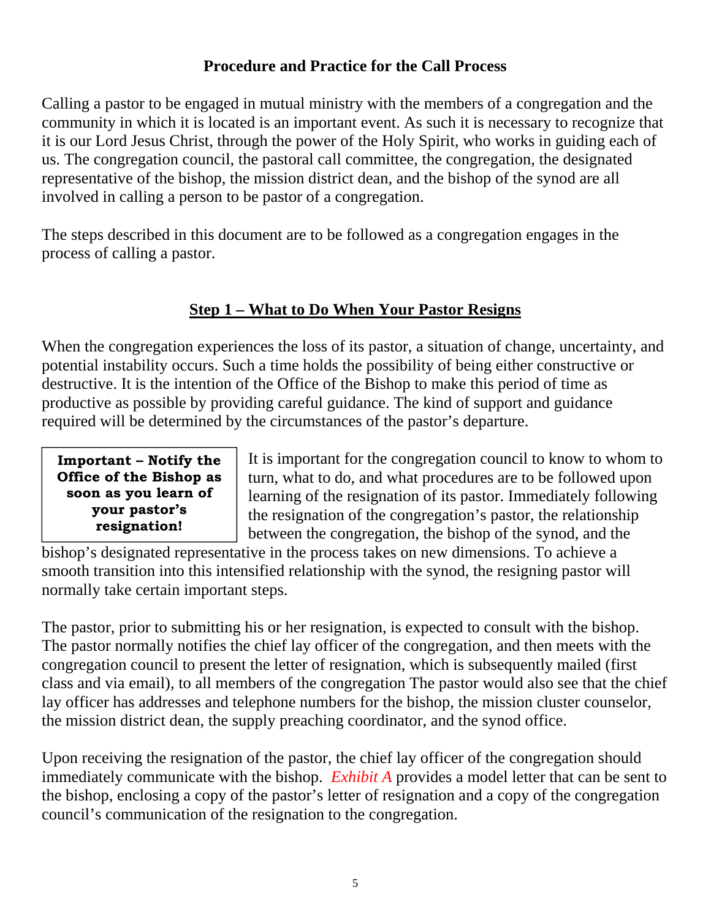## Procedure and Practice for the Call Process

Calling a pastor to be engaged in mutual ministry with the members of a congregation and the community in which it is located is an important event. As such it is necessary to recognize that it is our Lord Jesus Christ, through the power of the Holy Spirit, who works in guiding each of us. The congregation council, the pastoral call committee, the congregation, the designated representative of the bishop, the mission district dean, and the bishop of the synod are all involved in calling a person to be pastor of a congregation.

The steps described in this document are to be followed as a congregation engages in the process of calling a pastor.

## Step 1 – What to Do When Your Pastor Resigns

When the congregation experiences the loss of its pastor, a situation of change, uncertainty, and potential instability occurs. Such a time holds the possibility of being either constructive or destructive. It is the intention of the Office of the Bishop to make this period of time as productive as possible by providing careful guidance. The kind of support and guidance required will be determined by the circumstances of the pastor's departure.

> **Important – Notify the Office of the Bishop as soon as you learn of your pastor's resignation!**

It is important for the congregation council to know to whom to turn, what to do, and what procedures are to be followed upon learning of the resignation of its pastor. Immediately following the resignation of the congregation's pastor, the relationship between the congregation, the bishop of the synod, and the bishop's designated representative in the process takes on new dimensions. To achieve a smooth transition into this intensified relationship with the synod, the resigning pastor will normally take certain important steps.

The pastor, prior to submitting his or her resignation, is expected to consult with the bishop. The pastor normally notifies the chief lay officer of the congregation, and then meets with the congregation council to present the letter of resignation, which is subsequently mailed (first class and via email), to all members of the congregation The pastor would also see that the chief lay officer has addresses and telephone numbers for the bishop, the mission cluster counselor, the mission district dean, the supply preaching coordinator, and the synod office.

Upon receiving the resignation of the pastor, the chief lay officer of the congregation should immediately communicate with the bishop. *Exhibit A* provides a model letter that can be sent to the bishop, enclosing a copy of the pastor's letter of resignation and a copy of the congregation council's communication of the resignation to the congregation.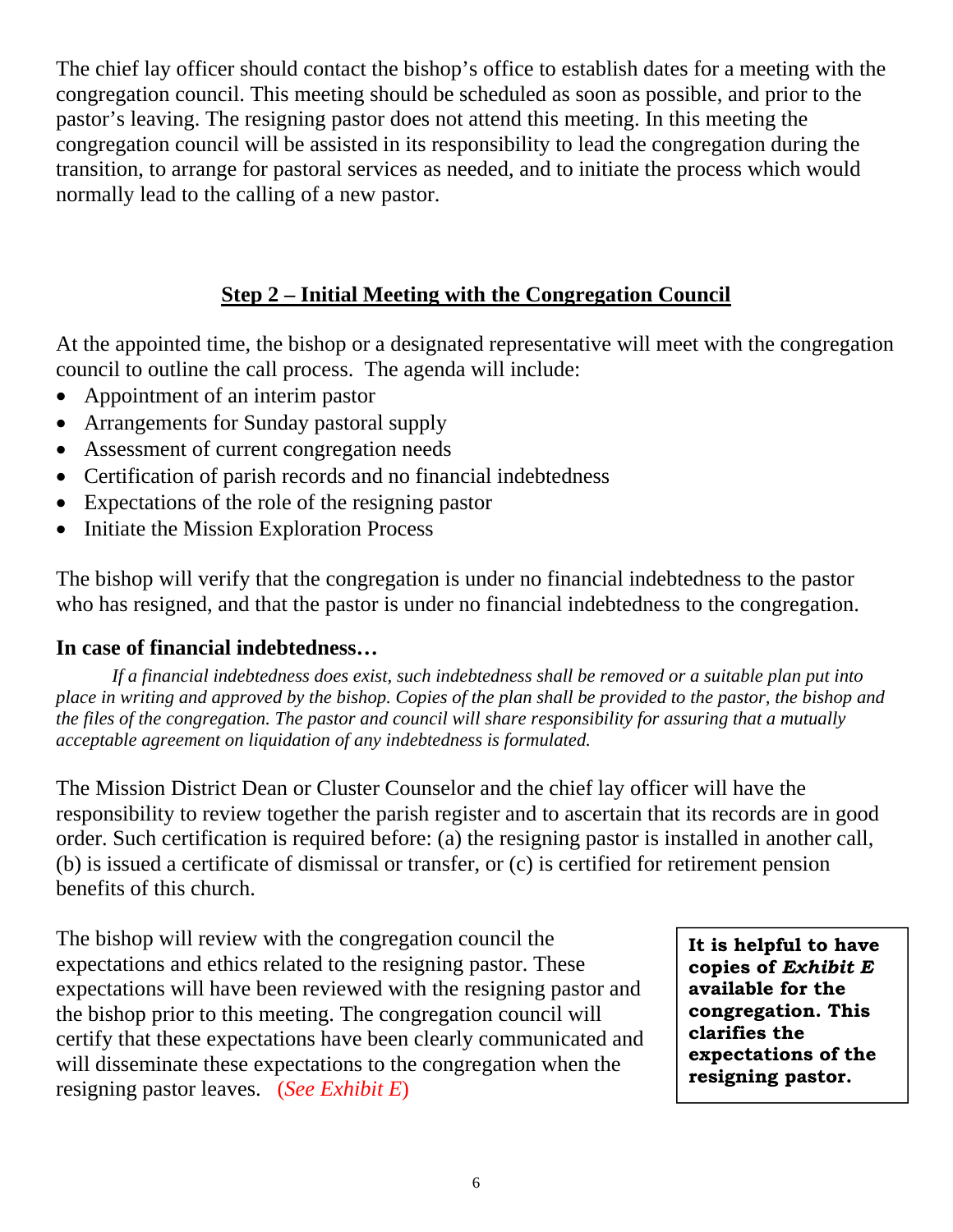The chief lay officer should contact the bishop's office to establish dates for a meeting with the congregation council. This meeting should be scheduled as soon as possible, and prior to the pastor's leaving. The resigning pastor does not attend this meeting. In this meeting the congregation council will be assisted in its responsibility to lead the congregation during the transition, to arrange for pastoral services as needed, and to initiate the process which would normally lead to the calling of a new pastor.

## Step 2 – Initial Meeting with the Congregation Council

At the appointed time, the bishop or a designated representative will meet with the congregation council to outline the call process. The agenda will include:

- Appointment of an interim pastor
- Arrangements for Sunday pastoral supply
- Assessment of current congregation needs
- Certification of parish records and no financial indebtedness
- Expectations of the role of the resigning pastor
- Initiate the Mission Exploration Process

The bishop will verify that the congregation is under no financial indebtedness to the pastor who has resigned, and that the pastor is under no financial indebtedness to the congregation.

**In case of financial indebtedness…**

*If a financial indebtedness does exist, such indebtedness shall be removed or a suitable plan put into place in writing and approved by the bishop. Copies of the plan shall be provided to the pastor, the bishop and the files of the congregation. The pastor and council will share responsibility for assuring that a mutually acceptable agreement on liquidation of any indebtedness is formulated.*

The Mission District Dean or Cluster Counselor and the chief lay officer will have the responsibility to review together the parish register and to ascertain that its records are in good order. Such certification is required before: (a) the resigning pastor is installed in another call, (b) is issued a certificate of dismissal or transfer, or (c) is certified for retirement pension benefits of this church.

The bishop will review with the congregation council the expectations and ethics related to the resigning pastor. These expectations will have been reviewed with the resigning pastor and the bishop prior to this meeting. The congregation council will certify that these expectations have been clearly communicated and will disseminate these expectations to the congregation when the resigning pastor leaves. (*See Exhibit E*)

**It is helpful to have copies of *Exhibit E* available for the congregation. This clarifies the expectations of the resigning pastor.**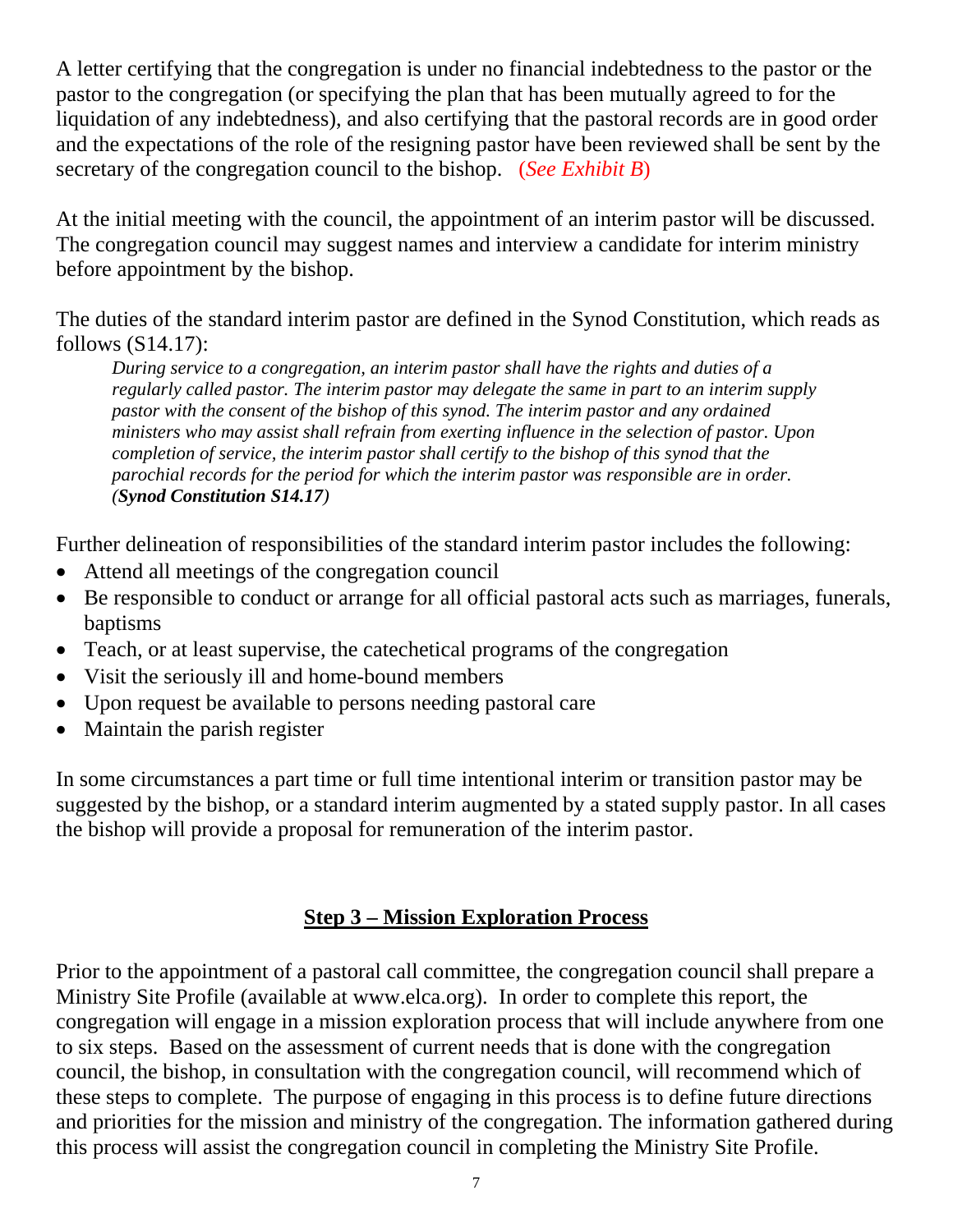A letter certifying that the congregation is under no financial indebtedness to the pastor or the pastor to the congregation (or specifying the plan that has been mutually agreed to for the liquidation of any indebtedness), and also certifying that the pastoral records are in good order and the expectations of the role of the resigning pastor have been reviewed shall be sent by the secretary of the congregation council to the bishop. (*See Exhibit B*)

At the initial meeting with the council, the appointment of an interim pastor will be discussed. The congregation council may suggest names and interview a candidate for interim ministry before appointment by the bishop.

The duties of the standard interim pastor are defined in the Synod Constitution, which reads as follows (S14.17):

> *During service to a congregation, an interim pastor shall have the rights and duties of a regularly called pastor. The interim pastor may delegate the same in part to an interim supply pastor with the consent of the bishop of this synod. The interim pastor and any ordained ministers who may assist shall refrain from exerting influence in the selection of pastor. Upon completion of service, the interim pastor shall certify to the bishop of this synod that the parochial records for the period for which the interim pastor was responsible are in order. (**Synod Constitution S14.17**)*

Further delineation of responsibilities of the standard interim pastor includes the following:

- Attend all meetings of the congregation council
- Be responsible to conduct or arrange for all official pastoral acts such as marriages, funerals, baptisms
- Teach, or at least supervise, the catechetical programs of the congregation
- Visit the seriously ill and home-bound members
- Upon request be available to persons needing pastoral care
- Maintain the parish register

In some circumstances a part time or full time intentional interim or transition pastor may be suggested by the bishop, or a standard interim augmented by a stated supply pastor. In all cases the bishop will provide a proposal for remuneration of the interim pastor.

## Step 3 – Mission Exploration Process

Prior to the appointment of a pastoral call committee, the congregation council shall prepare a Ministry Site Profile (available at www.elca.org). In order to complete this report, the congregation will engage in a mission exploration process that will include anywhere from one to six steps. Based on the assessment of current needs that is done with the congregation council, the bishop, in consultation with the congregation council, will recommend which of these steps to complete. The purpose of engaging in this process is to define future directions and priorities for the mission and ministry of the congregation. The information gathered during this process will assist the congregation council in completing the Ministry Site Profile.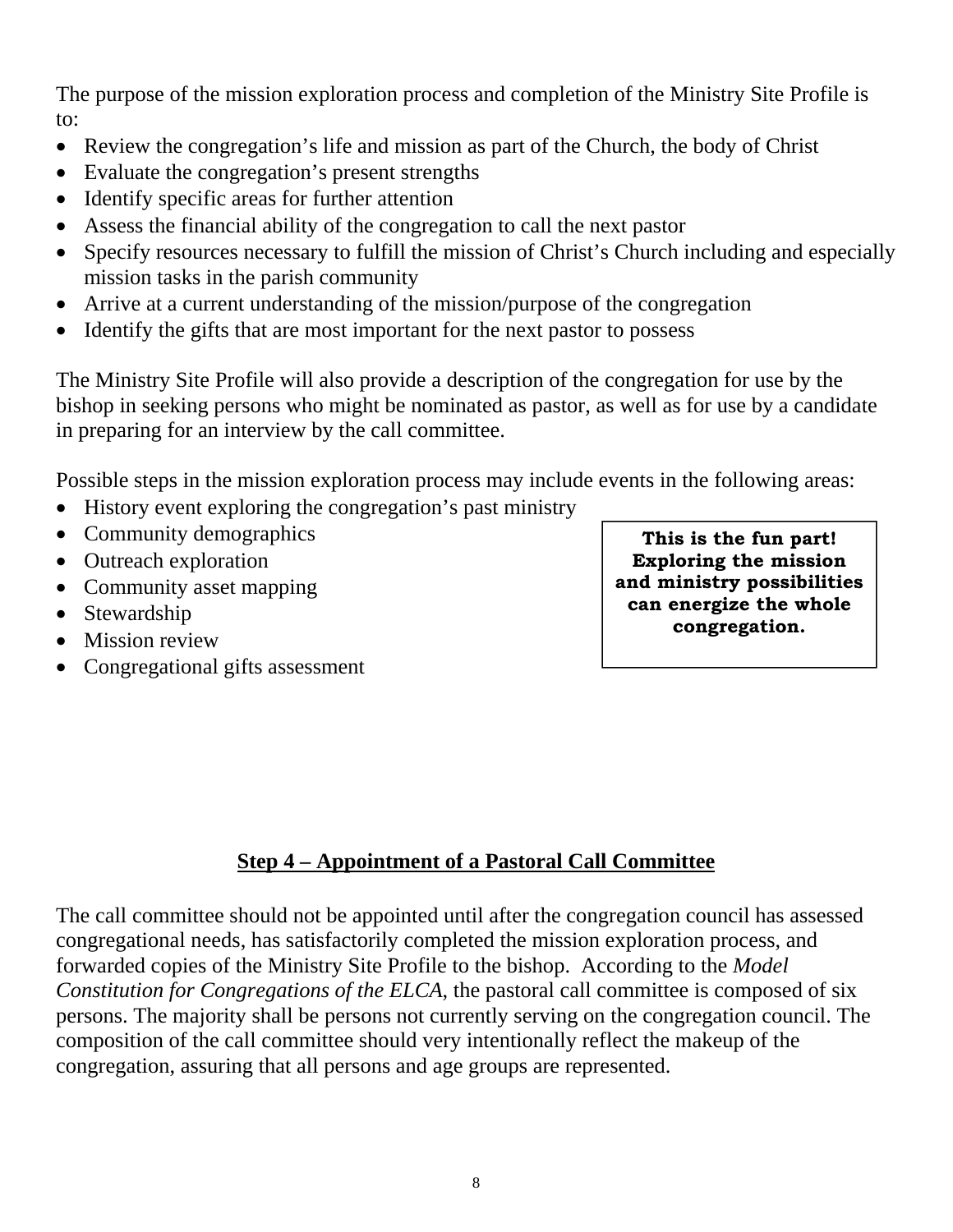The purpose of the mission exploration process and completion of the Ministry Site Profile is to:

- Review the congregation's life and mission as part of the Church, the body of Christ
- Evaluate the congregation's present strengths
- Identify specific areas for further attention
- Assess the financial ability of the congregation to call the next pastor
- Specify resources necessary to fulfill the mission of Christ's Church including and especially mission tasks in the parish community
- Arrive at a current understanding of the mission/purpose of the congregation
- Identify the gifts that are most important for the next pastor to possess

The Ministry Site Profile will also provide a description of the congregation for use by the bishop in seeking persons who might be nominated as pastor, as well as for use by a candidate in preparing for an interview by the call committee.

Possible steps in the mission exploration process may include events in the following areas:

- History event exploring the congregation's past ministry
- Community demographics
- Outreach exploration
- Community asset mapping
- Stewardship
- Mission review
- Congregational gifts assessment

> **This is the fun part! Exploring the mission and ministry possibilities can energize the whole congregation.**

## Step 4 – Appointment of a Pastoral Call Committee

The call committee should not be appointed until after the congregation council has assessed congregational needs, has satisfactorily completed the mission exploration process, and forwarded copies of the Ministry Site Profile to the bishop. According to the *Model Constitution for Congregations of the ELCA*, the pastoral call committee is composed of six persons. The majority shall be persons not currently serving on the congregation council. The composition of the call committee should very intentionally reflect the makeup of the congregation, assuring that all persons and age groups are represented.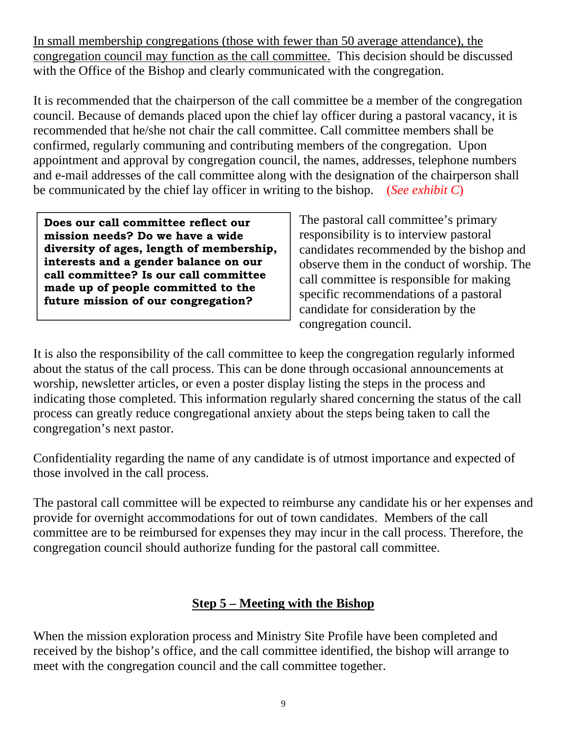<u>In small membership congregations (those with fewer than 50 average attendance), the congregation council may function as the call committee.</u> This decision should be discussed with the Office of the Bishop and clearly communicated with the congregation.

It is recommended that the chairperson of the call committee be a member of the congregation council. Because of demands placed upon the chief lay officer during a pastoral vacancy, it is recommended that he/she not chair the call committee. Call committee members shall be confirmed, regularly communing and contributing members of the congregation. Upon appointment and approval by congregation council, the names, addresses, telephone numbers and e-mail addresses of the call committee along with the designation of the chairperson shall be communicated by the chief lay officer in writing to the bishop. (*See exhibit C*)

> **Does our call committee reflect our mission needs? Do we have a wide diversity of ages, length of membership, interests and a gender balance on our call committee? Is our call committee made up of people committed to the future mission of our congregation?**

The pastoral call committee's primary responsibility is to interview pastoral candidates recommended by the bishop and observe them in the conduct of worship. The call committee is responsible for making specific recommendations of a pastoral candidate for consideration by the congregation council.

It is also the responsibility of the call committee to keep the congregation regularly informed about the status of the call process. This can be done through occasional announcements at worship, newsletter articles, or even a poster display listing the steps in the process and indicating those completed. This information regularly shared concerning the status of the call process can greatly reduce congregational anxiety about the steps being taken to call the congregation's next pastor.

Confidentiality regarding the name of any candidate is of utmost importance and expected of those involved in the call process.

The pastoral call committee will be expected to reimburse any candidate his or her expenses and provide for overnight accommodations for out of town candidates. Members of the call committee are to be reimbursed for expenses they may incur in the call process. Therefore, the congregation council should authorize funding for the pastoral call committee.

## Step 5 – Meeting with the Bishop

When the mission exploration process and Ministry Site Profile have been completed and received by the bishop's office, and the call committee identified, the bishop will arrange to meet with the congregation council and the call committee together.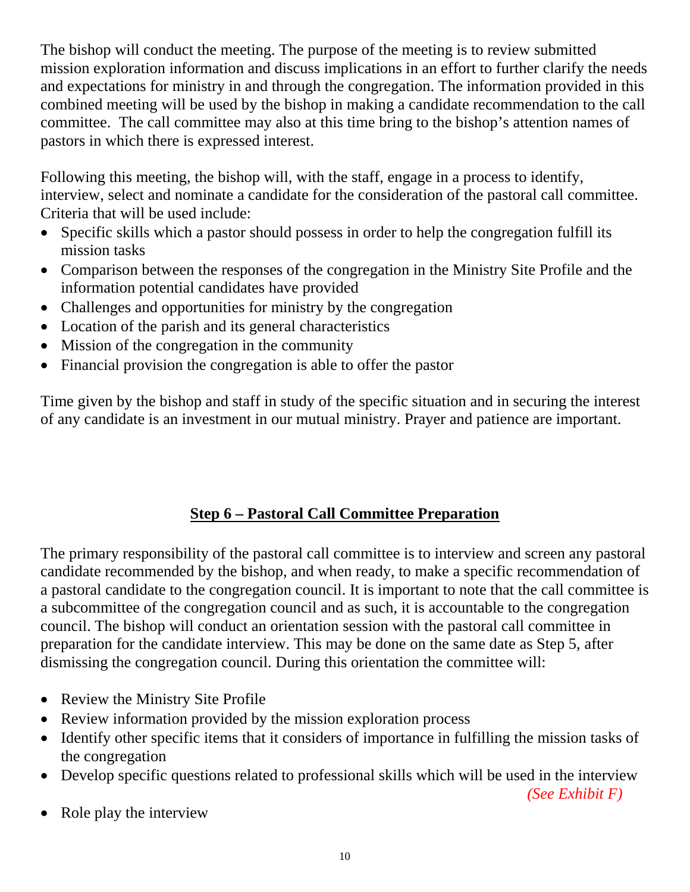The bishop will conduct the meeting. The purpose of the meeting is to review submitted mission exploration information and discuss implications in an effort to further clarify the needs and expectations for ministry in and through the congregation. The information provided in this combined meeting will be used by the bishop in making a candidate recommendation to the call committee. The call committee may also at this time bring to the bishop's attention names of pastors in which there is expressed interest.

Following this meeting, the bishop will, with the staff, engage in a process to identify, interview, select and nominate a candidate for the consideration of the pastoral call committee. Criteria that will be used include:

- Specific skills which a pastor should possess in order to help the congregation fulfill its mission tasks
- Comparison between the responses of the congregation in the Ministry Site Profile and the information potential candidates have provided
- Challenges and opportunities for ministry by the congregation
- Location of the parish and its general characteristics
- Mission of the congregation in the community
- Financial provision the congregation is able to offer the pastor

Time given by the bishop and staff in study of the specific situation and in securing the interest of any candidate is an investment in our mutual ministry. Prayer and patience are important.

## Step 6 – Pastoral Call Committee Preparation

The primary responsibility of the pastoral call committee is to interview and screen any pastoral candidate recommended by the bishop, and when ready, to make a specific recommendation of a pastoral candidate to the congregation council. It is important to note that the call committee is a subcommittee of the congregation council and as such, it is accountable to the congregation council. The bishop will conduct an orientation session with the pastoral call committee in preparation for the candidate interview. This may be done on the same date as Step 5, after dismissing the congregation council. During this orientation the committee will:

- Review the Ministry Site Profile
- Review information provided by the mission exploration process
- Identify other specific items that it considers of importance in fulfilling the mission tasks of the congregation
- Develop specific questions related to professional skills which will be used in the interview *(See Exhibit F)*
- Role play the interview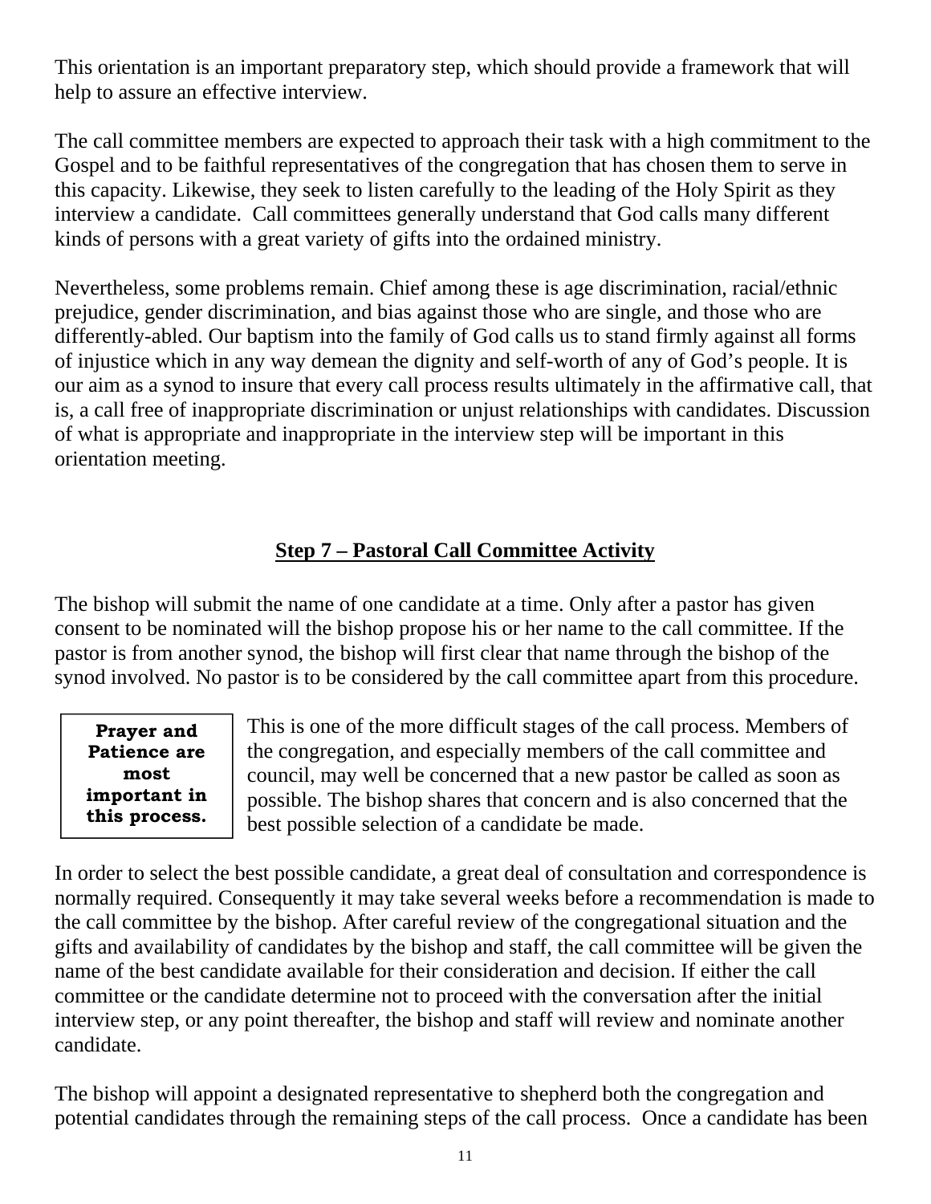This orientation is an important preparatory step, which should provide a framework that will help to assure an effective interview.

The call committee members are expected to approach their task with a high commitment to the Gospel and to be faithful representatives of the congregation that has chosen them to serve in this capacity. Likewise, they seek to listen carefully to the leading of the Holy Spirit as they interview a candidate. Call committees generally understand that God calls many different kinds of persons with a great variety of gifts into the ordained ministry.

Nevertheless, some problems remain. Chief among these is age discrimination, racial/ethnic prejudice, gender discrimination, and bias against those who are single, and those who are differently-abled. Our baptism into the family of God calls us to stand firmly against all forms of injustice which in any way demean the dignity and self-worth of any of God's people. It is our aim as a synod to insure that every call process results ultimately in the affirmative call, that is, a call free of inappropriate discrimination or unjust relationships with candidates. Discussion of what is appropriate and inappropriate in the interview step will be important in this orientation meeting.

## Step 7 – Pastoral Call Committee Activity

The bishop will submit the name of one candidate at a time. Only after a pastor has given consent to be nominated will the bishop propose his or her name to the call committee. If the pastor is from another synod, the bishop will first clear that name through the bishop of the synod involved. No pastor is to be considered by the call committee apart from this procedure.

**Prayer and Patience are most important in this process.**

This is one of the more difficult stages of the call process. Members of the congregation, and especially members of the call committee and council, may well be concerned that a new pastor be called as soon as possible. The bishop shares that concern and is also concerned that the best possible selection of a candidate be made.

In order to select the best possible candidate, a great deal of consultation and correspondence is normally required. Consequently it may take several weeks before a recommendation is made to the call committee by the bishop. After careful review of the congregational situation and the gifts and availability of candidates by the bishop and staff, the call committee will be given the name of the best candidate available for their consideration and decision. If either the call committee or the candidate determine not to proceed with the conversation after the initial interview step, or any point thereafter, the bishop and staff will review and nominate another candidate.

The bishop will appoint a designated representative to shepherd both the congregation and potential candidates through the remaining steps of the call process. Once a candidate has been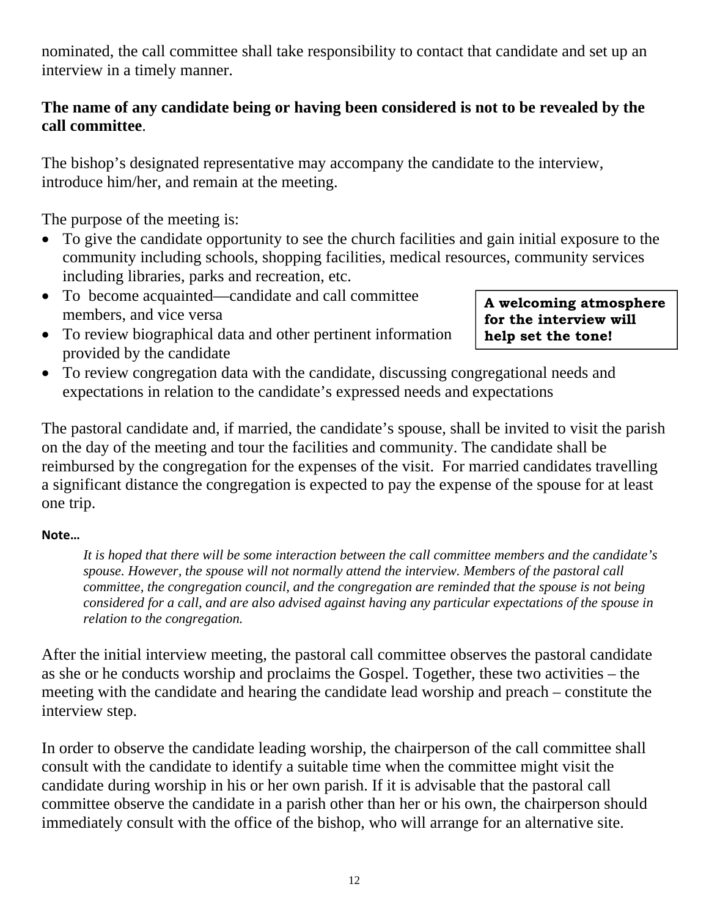nominated, the call committee shall take responsibility to contact that candidate and set up an interview in a timely manner.

**The name of any candidate being or having been considered is not to be revealed by the call committee**.

The bishop's designated representative may accompany the candidate to the interview, introduce him/her, and remain at the meeting.

The purpose of the meeting is:

- To give the candidate opportunity to see the church facilities and gain initial exposure to the community including schools, shopping facilities, medical resources, community services including libraries, parks and recreation, etc.
- To become acquainted—candidate and call committee members, and vice versa
- To review biographical data and other pertinent information provided by the candidate
- To review congregation data with the candidate, discussing congregational needs and expectations in relation to the candidate's expressed needs and expectations

**A welcoming atmosphere for the interview will help set the tone!**

The pastoral candidate and, if married, the candidate's spouse, shall be invited to visit the parish on the day of the meeting and tour the facilities and community. The candidate shall be reimbursed by the congregation for the expenses of the visit. For married candidates travelling a significant distance the congregation is expected to pay the expense of the spouse for at least one trip.

**Note…**

> *It is hoped that there will be some interaction between the call committee members and the candidate's spouse. However, the spouse will not normally attend the interview. Members of the pastoral call committee, the congregation council, and the congregation are reminded that the spouse is not being considered for a call, and are also advised against having any particular expectations of the spouse in relation to the congregation.*

After the initial interview meeting, the pastoral call committee observes the pastoral candidate as she or he conducts worship and proclaims the Gospel. Together, these two activities – the meeting with the candidate and hearing the candidate lead worship and preach – constitute the interview step.

In order to observe the candidate leading worship, the chairperson of the call committee shall consult with the candidate to identify a suitable time when the committee might visit the candidate during worship in his or her own parish. If it is advisable that the pastoral call committee observe the candidate in a parish other than her or his own, the chairperson should immediately consult with the office of the bishop, who will arrange for an alternative site.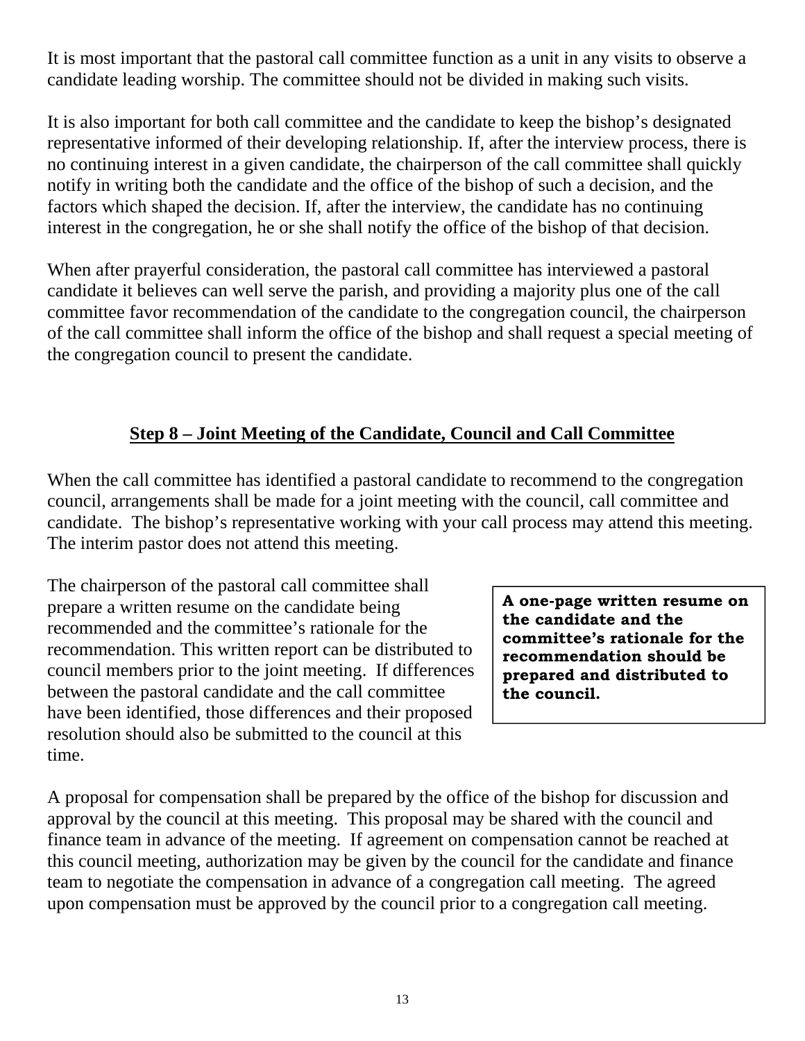It is most important that the pastoral call committee function as a unit in any visits to observe a candidate leading worship. The committee should not be divided in making such visits.

It is also important for both call committee and the candidate to keep the bishop's designated representative informed of their developing relationship. If, after the interview process, there is no continuing interest in a given candidate, the chairperson of the call committee shall quickly notify in writing both the candidate and the office of the bishop of such a decision, and the factors which shaped the decision. If, after the interview, the candidate has no continuing interest in the congregation, he or she shall notify the office of the bishop of that decision.

When after prayerful consideration, the pastoral call committee has interviewed a pastoral candidate it believes can well serve the parish, and providing a majority plus one of the call committee favor recommendation of the candidate to the congregation council, the chairperson of the call committee shall inform the office of the bishop and shall request a special meeting of the congregation council to present the candidate.

## Step 8 – Joint Meeting of the Candidate, Council and Call Committee

When the call committee has identified a pastoral candidate to recommend to the congregation council, arrangements shall be made for a joint meeting with the council, call committee and candidate. The bishop's representative working with your call process may attend this meeting. The interim pastor does not attend this meeting.

The chairperson of the pastoral call committee shall prepare a written resume on the candidate being recommended and the committee's rationale for the recommendation. This written report can be distributed to council members prior to the joint meeting. If differences between the pastoral candidate and the call committee have been identified, those differences and their proposed resolution should also be submitted to the council at this time.

**A one-page written resume on the candidate and the committee's rationale for the recommendation should be prepared and distributed to the council.**

A proposal for compensation shall be prepared by the office of the bishop for discussion and approval by the council at this meeting. This proposal may be shared with the council and finance team in advance of the meeting. If agreement on compensation cannot be reached at this council meeting, authorization may be given by the council for the candidate and finance team to negotiate the compensation in advance of a congregation call meeting. The agreed upon compensation must be approved by the council prior to a congregation call meeting.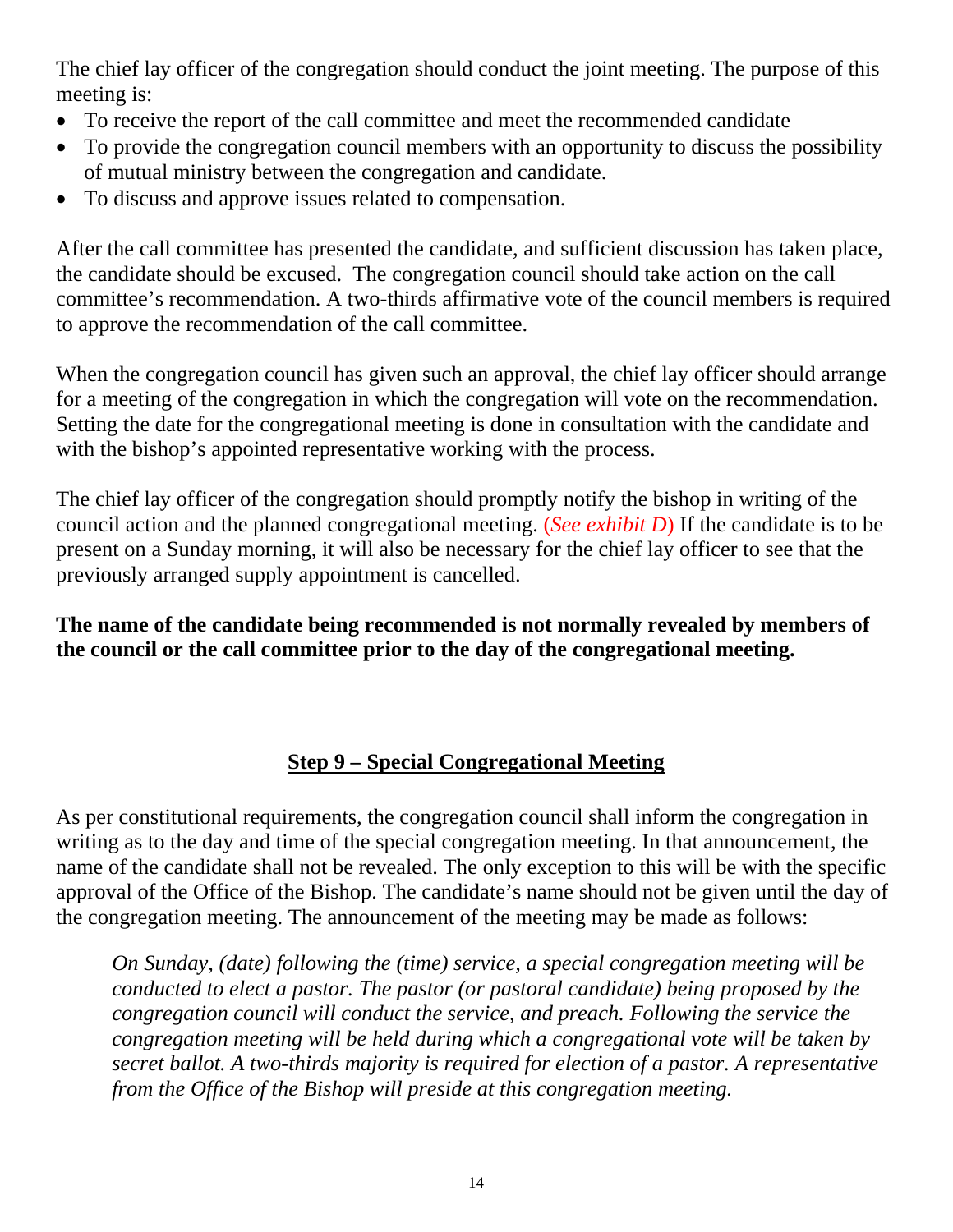The chief lay officer of the congregation should conduct the joint meeting. The purpose of this meeting is:

- To receive the report of the call committee and meet the recommended candidate
- To provide the congregation council members with an opportunity to discuss the possibility of mutual ministry between the congregation and candidate.
- To discuss and approve issues related to compensation.

After the call committee has presented the candidate, and sufficient discussion has taken place, the candidate should be excused. The congregation council should take action on the call committee's recommendation. A two-thirds affirmative vote of the council members is required to approve the recommendation of the call committee.

When the congregation council has given such an approval, the chief lay officer should arrange for a meeting of the congregation in which the congregation will vote on the recommendation. Setting the date for the congregational meeting is done in consultation with the candidate and with the bishop's appointed representative working with the process.

The chief lay officer of the congregation should promptly notify the bishop in writing of the council action and the planned congregational meeting. (*See exhibit D*) If the candidate is to be present on a Sunday morning, it will also be necessary for the chief lay officer to see that the previously arranged supply appointment is cancelled.

**The name of the candidate being recommended is not normally revealed by members of the council or the call committee prior to the day of the congregational meeting.**

## Step 9 – Special Congregational Meeting

As per constitutional requirements, the congregation council shall inform the congregation in writing as to the day and time of the special congregation meeting. In that announcement, the name of the candidate shall not be revealed. The only exception to this will be with the specific approval of the Office of the Bishop. The candidate's name should not be given until the day of the congregation meeting. The announcement of the meeting may be made as follows:

> *On Sunday, (date) following the (time) service, a special congregation meeting will be conducted to elect a pastor. The pastor (or pastoral candidate) being proposed by the congregation council will conduct the service, and preach. Following the service the congregation meeting will be held during which a congregational vote will be taken by secret ballot. A two-thirds majority is required for election of a pastor. A representative from the Office of the Bishop will preside at this congregation meeting.*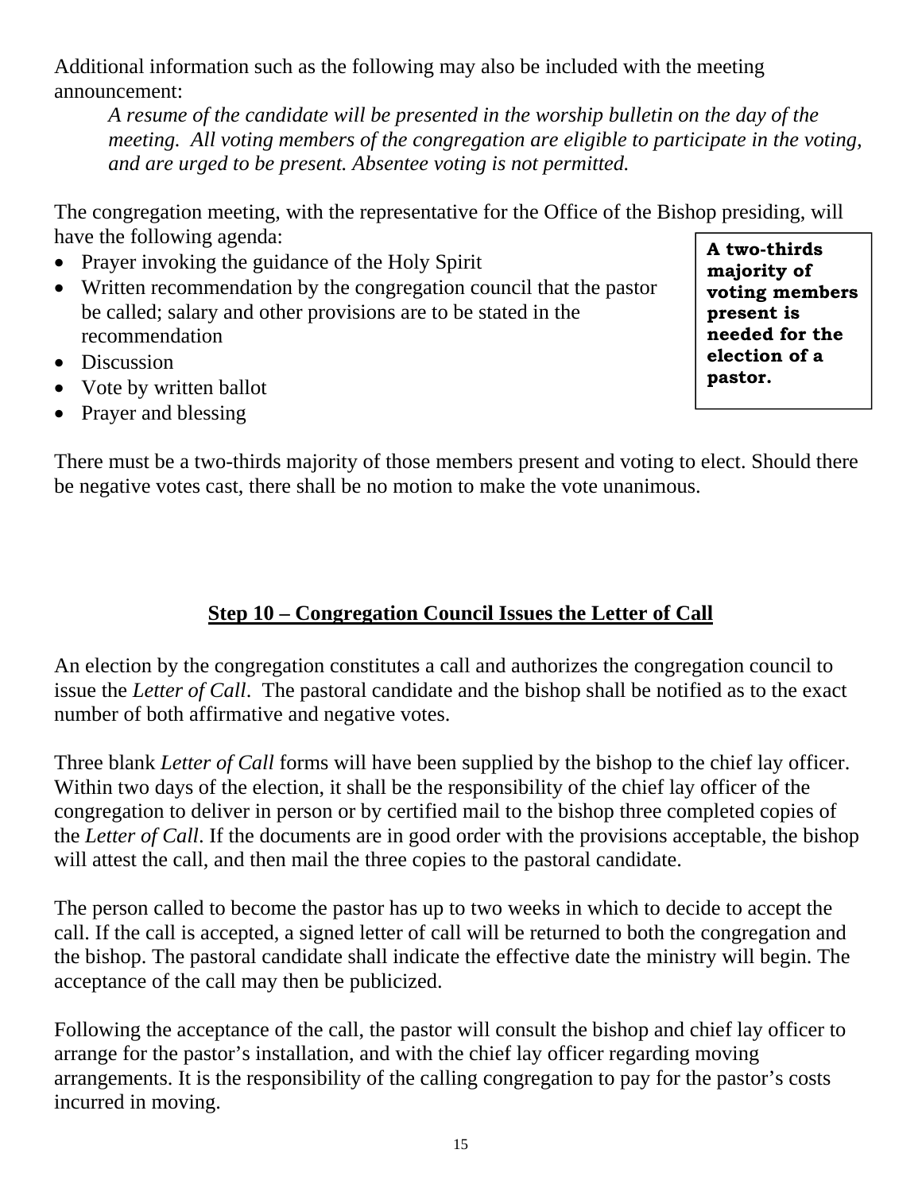Additional information such as the following may also be included with the meeting announcement:

> *A resume of the candidate will be presented in the worship bulletin on the day of the meeting. All voting members of the congregation are eligible to participate in the voting, and are urged to be present. Absentee voting is not permitted.*

The congregation meeting, with the representative for the Office of the Bishop presiding, will have the following agenda:

- Prayer invoking the guidance of the Holy Spirit
- Written recommendation by the congregation council that the pastor be called; salary and other provisions are to be stated in the recommendation
- Discussion
- Vote by written ballot
- Prayer and blessing

**A two-thirds majority of voting members present is needed for the election of a pastor.**

There must be a two-thirds majority of those members present and voting to elect. Should there be negative votes cast, there shall be no motion to make the vote unanimous.

## Step 10 – Congregation Council Issues the Letter of Call

An election by the congregation constitutes a call and authorizes the congregation council to issue the *Letter of Call*. The pastoral candidate and the bishop shall be notified as to the exact number of both affirmative and negative votes.

Three blank *Letter of Call* forms will have been supplied by the bishop to the chief lay officer. Within two days of the election, it shall be the responsibility of the chief lay officer of the congregation to deliver in person or by certified mail to the bishop three completed copies of the *Letter of Call*. If the documents are in good order with the provisions acceptable, the bishop will attest the call, and then mail the three copies to the pastoral candidate.

The person called to become the pastor has up to two weeks in which to decide to accept the call. If the call is accepted, a signed letter of call will be returned to both the congregation and the bishop. The pastoral candidate shall indicate the effective date the ministry will begin. The acceptance of the call may then be publicized.

Following the acceptance of the call, the pastor will consult the bishop and chief lay officer to arrange for the pastor's installation, and with the chief lay officer regarding moving arrangements. It is the responsibility of the calling congregation to pay for the pastor's costs incurred in moving.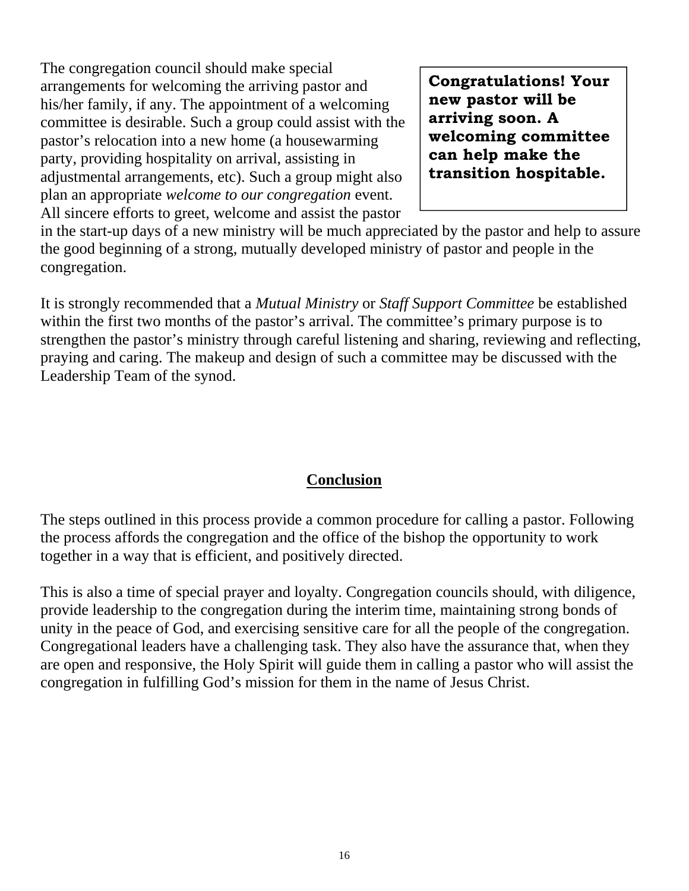The congregation council should make special arrangements for welcoming the arriving pastor and his/her family, if any. The appointment of a welcoming committee is desirable. Such a group could assist with the pastor's relocation into a new home (a housewarming party, providing hospitality on arrival, assisting in adjustmental arrangements, etc). Such a group might also plan an appropriate *welcome to our congregation* event. All sincere efforts to greet, welcome and assist the pastor in the start-up days of a new ministry will be much appreciated by the pastor and help to assure the good beginning of a strong, mutually developed ministry of pastor and people in the congregation.

> **Congratulations! Your new pastor will be arriving soon. A welcoming committee can help make the transition hospitable.**

It is strongly recommended that a *Mutual Ministry* or *Staff Support Committee* be established within the first two months of the pastor's arrival. The committee's primary purpose is to strengthen the pastor's ministry through careful listening and sharing, reviewing and reflecting, praying and caring. The makeup and design of such a committee may be discussed with the Leadership Team of the synod.

## Conclusion

The steps outlined in this process provide a common procedure for calling a pastor. Following the process affords the congregation and the office of the bishop the opportunity to work together in a way that is efficient, and positively directed.

This is also a time of special prayer and loyalty. Congregation councils should, with diligence, provide leadership to the congregation during the interim time, maintaining strong bonds of unity in the peace of God, and exercising sensitive care for all the people of the congregation. Congregational leaders have a challenging task. They also have the assurance that, when they are open and responsive, the Holy Spirit will guide them in calling a pastor who will assist the congregation in fulfilling God's mission for them in the name of Jesus Christ.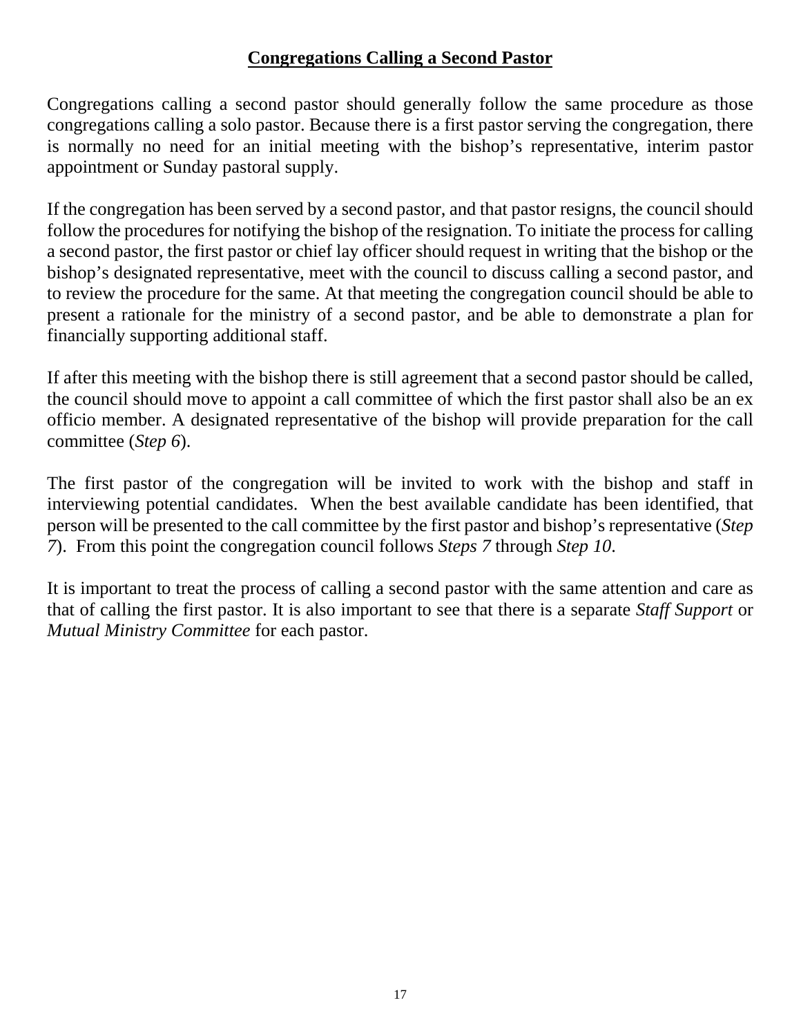## **Congregations Calling a Second Pastor**

Congregations calling a second pastor should generally follow the same procedure as those congregations calling a solo pastor. Because there is a first pastor serving the congregation, there is normally no need for an initial meeting with the bishop's representative, interim pastor appointment or Sunday pastoral supply.

If the congregation has been served by a second pastor, and that pastor resigns, the council should follow the procedures for notifying the bishop of the resignation. To initiate the process for calling a second pastor, the first pastor or chief lay officer should request in writing that the bishop or the bishop's designated representative, meet with the council to discuss calling a second pastor, and to review the procedure for the same. At that meeting the congregation council should be able to present a rationale for the ministry of a second pastor, and be able to demonstrate a plan for financially supporting additional staff.

If after this meeting with the bishop there is still agreement that a second pastor should be called, the council should move to appoint a call committee of which the first pastor shall also be an ex officio member. A designated representative of the bishop will provide preparation for the call committee (*Step 6*).

The first pastor of the congregation will be invited to work with the bishop and staff in interviewing potential candidates. When the best available candidate has been identified, that person will be presented to the call committee by the first pastor and bishop's representative (*Step 7*). From this point the congregation council follows *Steps 7* through *Step 10*.

It is important to treat the process of calling a second pastor with the same attention and care as that of calling the first pastor. It is also important to see that there is a separate *Staff Support* or *Mutual Ministry Committee* for each pastor.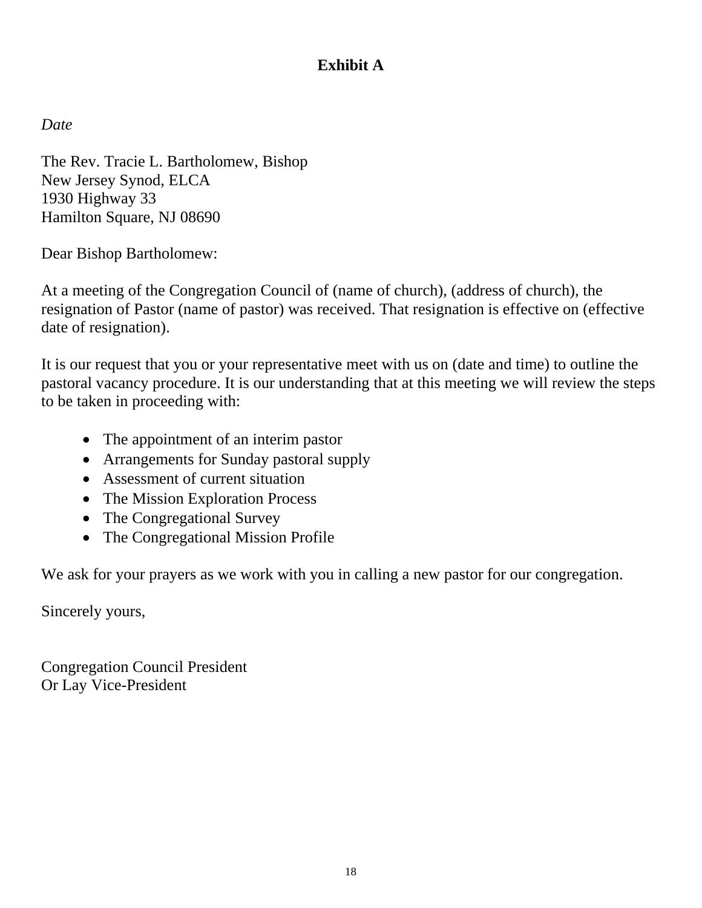# Exhibit A

*Date*

The Rev. Tracie L. Bartholomew, Bishop
New Jersey Synod, ELCA
1930 Highway 33
Hamilton Square, NJ 08690

Dear Bishop Bartholomew:

At a meeting of the Congregation Council of (name of church), (address of church), the resignation of Pastor (name of pastor) was received. That resignation is effective on (effective date of resignation).

It is our request that you or your representative meet with us on (date and time) to outline the pastoral vacancy procedure. It is our understanding that at this meeting we will review the steps to be taken in proceeding with:

- The appointment of an interim pastor
- Arrangements for Sunday pastoral supply
- Assessment of current situation
- The Mission Exploration Process
- The Congregational Survey
- The Congregational Mission Profile

We ask for your prayers as we work with you in calling a new pastor for our congregation.

Sincerely yours,

Congregation Council President
Or Lay Vice-President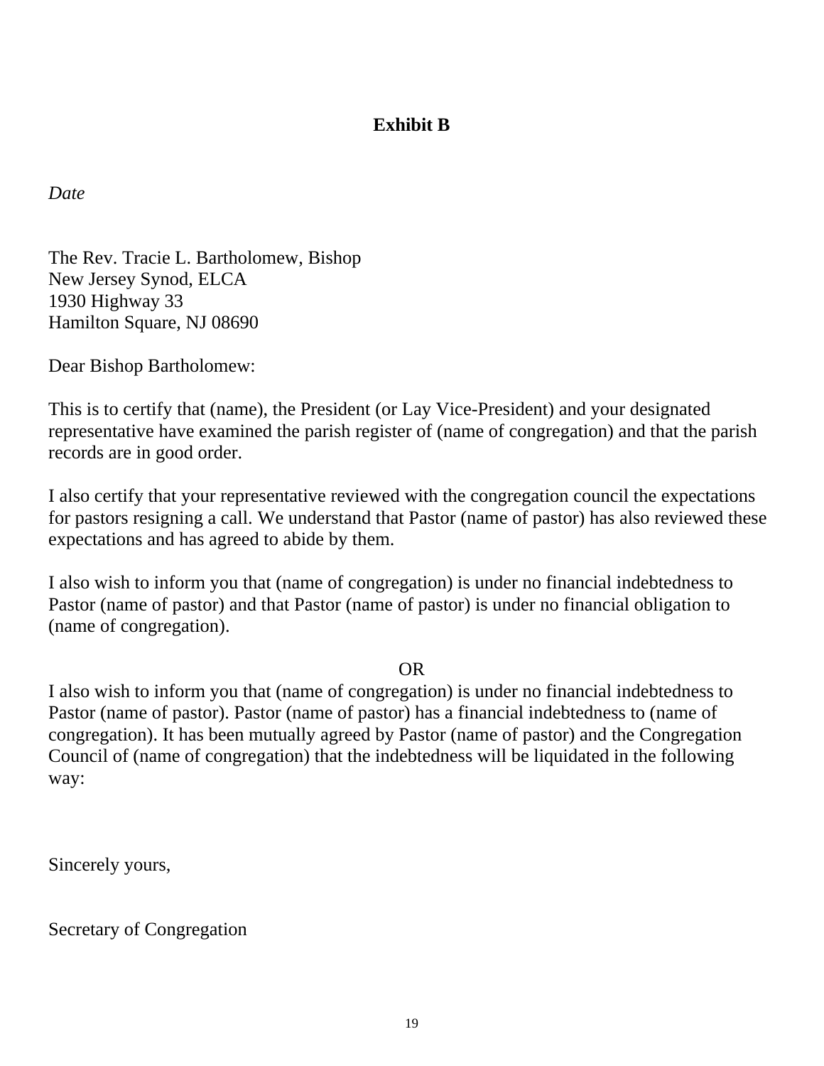**Exhibit B**

*Date*

The Rev. Tracie L. Bartholomew, Bishop
New Jersey Synod, ELCA
1930 Highway 33
Hamilton Square, NJ 08690

Dear Bishop Bartholomew:

This is to certify that (name), the President (or Lay Vice-President) and your designated representative have examined the parish register of (name of congregation) and that the parish records are in good order.

I also certify that your representative reviewed with the congregation council the expectations for pastors resigning a call. We understand that Pastor (name of pastor) has also reviewed these expectations and has agreed to abide by them.

I also wish to inform you that (name of congregation) is under no financial indebtedness to Pastor (name of pastor) and that Pastor (name of pastor) is under no financial obligation to (name of congregation).

OR

I also wish to inform you that (name of congregation) is under no financial indebtedness to Pastor (name of pastor). Pastor (name of pastor) has a financial indebtedness to (name of congregation). It has been mutually agreed by Pastor (name of pastor) and the Congregation Council of (name of congregation) that the indebtedness will be liquidated in the following way:

Sincerely yours,

Secretary of Congregation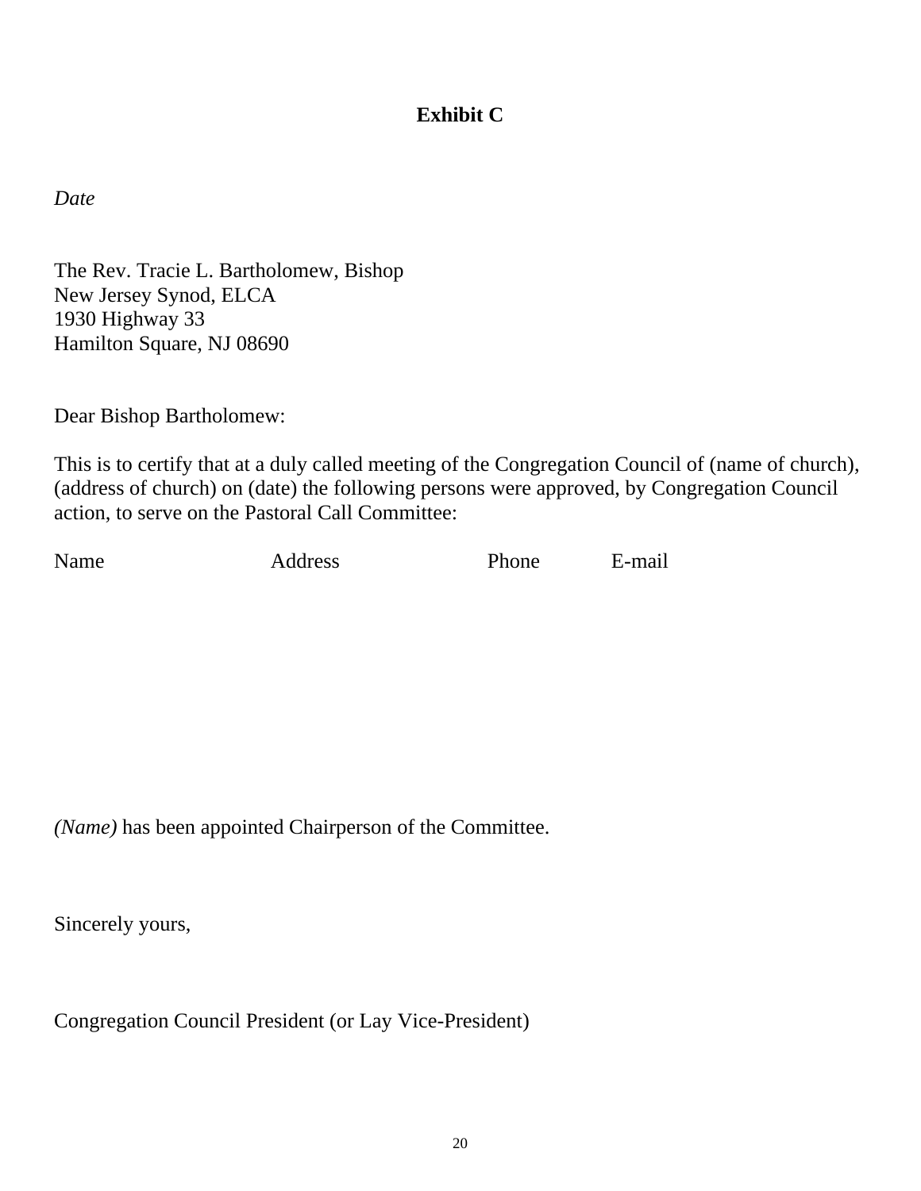**Exhibit C**

*Date*

The Rev. Tracie L. Bartholomew, Bishop
New Jersey Synod, ELCA
1930 Highway 33
Hamilton Square, NJ 08690

Dear Bishop Bartholomew:

This is to certify that at a duly called meeting of the Congregation Council of (name of church), (address of church) on (date) the following persons were approved, by Congregation Council action, to serve on the Pastoral Call Committee:

| Name | Address | Phone | E-mail |
|---|---|---|---|

*(Name)* has been appointed Chairperson of the Committee.

Sincerely yours,

Congregation Council President (or Lay Vice-President)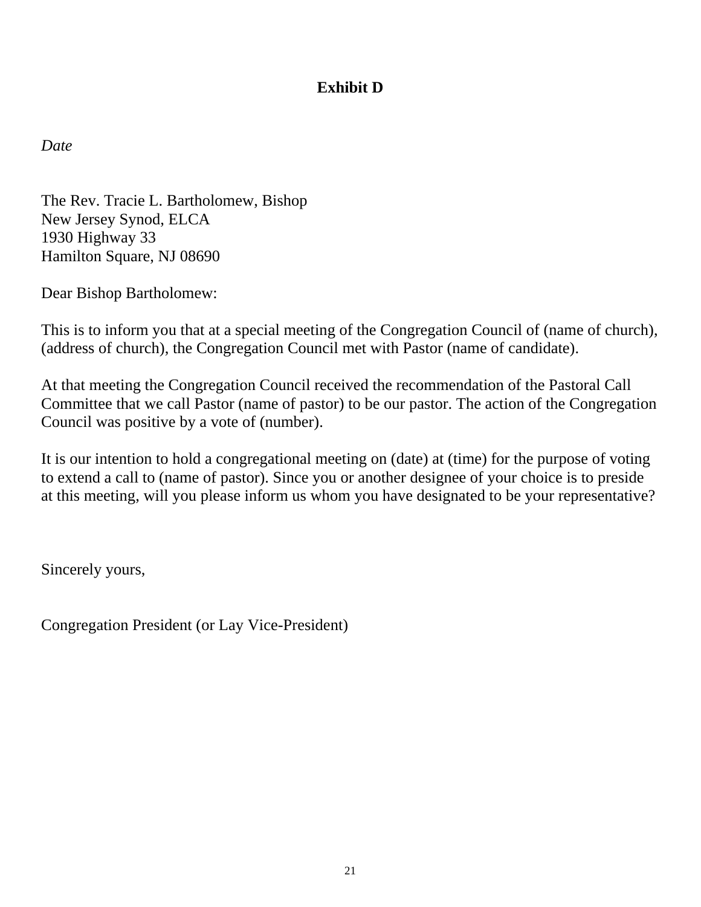**Exhibit D**

*Date*

The Rev. Tracie L. Bartholomew, Bishop
New Jersey Synod, ELCA
1930 Highway 33
Hamilton Square, NJ 08690

Dear Bishop Bartholomew:

This is to inform you that at a special meeting of the Congregation Council of (name of church), (address of church), the Congregation Council met with Pastor (name of candidate).

At that meeting the Congregation Council received the recommendation of the Pastoral Call Committee that we call Pastor (name of pastor) to be our pastor. The action of the Congregation Council was positive by a vote of (number).

It is our intention to hold a congregational meeting on (date) at (time) for the purpose of voting to extend a call to (name of pastor). Since you or another designee of your choice is to preside at this meeting, will you please inform us whom you have designated to be your representative?

Sincerely yours,

Congregation President (or Lay Vice-President)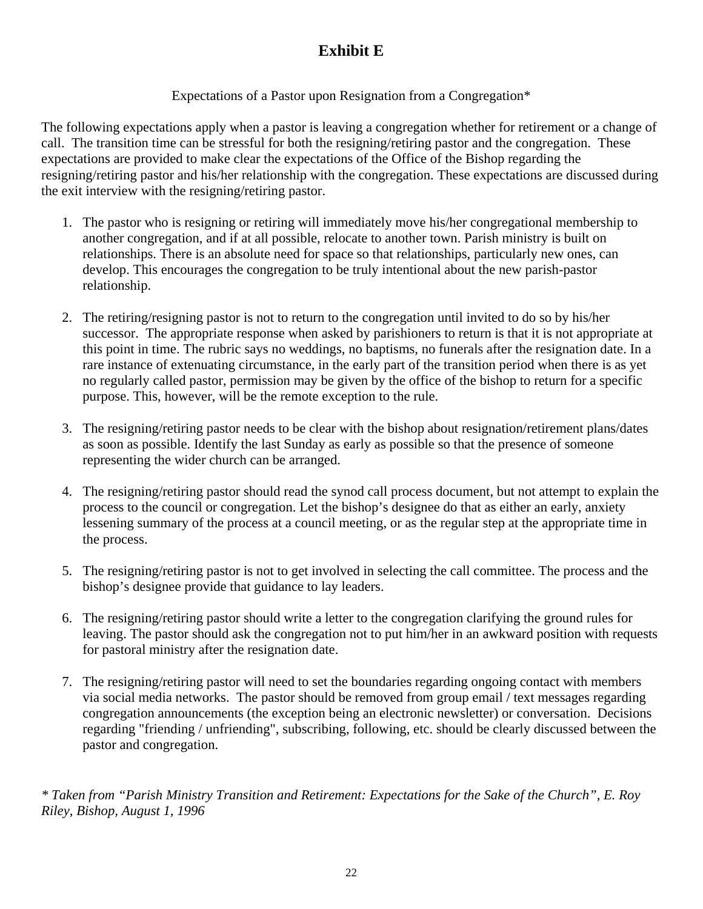# Exhibit E

Expectations of a Pastor upon Resignation from a Congregation*

The following expectations apply when a pastor is leaving a congregation whether for retirement or a change of call. The transition time can be stressful for both the resigning/retiring pastor and the congregation. These expectations are provided to make clear the expectations of the Office of the Bishop regarding the resigning/retiring pastor and his/her relationship with the congregation. These expectations are discussed during the exit interview with the resigning/retiring pastor.

1. The pastor who is resigning or retiring will immediately move his/her congregational membership to another congregation, and if at all possible, relocate to another town. Parish ministry is built on relationships. There is an absolute need for space so that relationships, particularly new ones, can develop. This encourages the congregation to be truly intentional about the new parish-pastor relationship.

2. The retiring/resigning pastor is not to return to the congregation until invited to do so by his/her successor. The appropriate response when asked by parishioners to return is that it is not appropriate at this point in time. The rubric says no weddings, no baptisms, no funerals after the resignation date. In a rare instance of extenuating circumstance, in the early part of the transition period when there is as yet no regularly called pastor, permission may be given by the office of the bishop to return for a specific purpose. This, however, will be the remote exception to the rule.

3. The resigning/retiring pastor needs to be clear with the bishop about resignation/retirement plans/dates as soon as possible. Identify the last Sunday as early as possible so that the presence of someone representing the wider church can be arranged.

4. The resigning/retiring pastor should read the synod call process document, but not attempt to explain the process to the council or congregation. Let the bishop's designee do that as either an early, anxiety lessening summary of the process at a council meeting, or as the regular step at the appropriate time in the process.

5. The resigning/retiring pastor is not to get involved in selecting the call committee. The process and the bishop's designee provide that guidance to lay leaders.

6. The resigning/retiring pastor should write a letter to the congregation clarifying the ground rules for leaving. The pastor should ask the congregation not to put him/her in an awkward position with requests for pastoral ministry after the resignation date.

7. The resigning/retiring pastor will need to set the boundaries regarding ongoing contact with members via social media networks. The pastor should be removed from group email / text messages regarding congregation announcements (the exception being an electronic newsletter) or conversation. Decisions regarding "friending / unfriending", subscribing, following, etc. should be clearly discussed between the pastor and congregation.

*\* Taken from "Parish Ministry Transition and Retirement: Expectations for the Sake of the Church", E. Roy Riley, Bishop, August 1, 1996*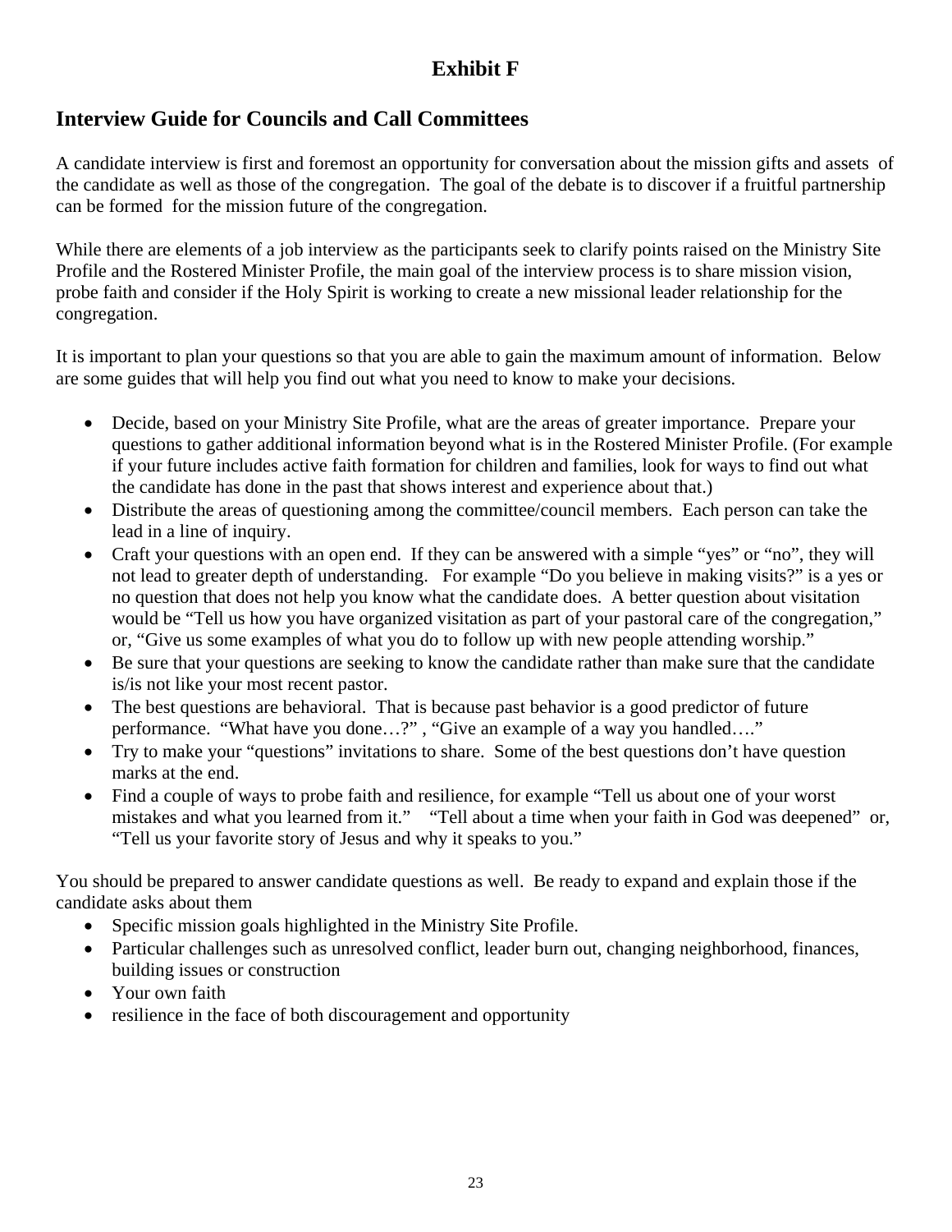# Exhibit F

## Interview Guide for Councils and Call Committees

A candidate interview is first and foremost an opportunity for conversation about the mission gifts and assets of the candidate as well as those of the congregation. The goal of the debate is to discover if a fruitful partnership can be formed for the mission future of the congregation.

While there are elements of a job interview as the participants seek to clarify points raised on the Ministry Site Profile and the Rostered Minister Profile, the main goal of the interview process is to share mission vision, probe faith and consider if the Holy Spirit is working to create a new missional leader relationship for the congregation.

It is important to plan your questions so that you are able to gain the maximum amount of information. Below are some guides that will help you find out what you need to know to make your decisions.

- Decide, based on your Ministry Site Profile, what are the areas of greater importance. Prepare your questions to gather additional information beyond what is in the Rostered Minister Profile. (For example if your future includes active faith formation for children and families, look for ways to find out what the candidate has done in the past that shows interest and experience about that.)
- Distribute the areas of questioning among the committee/council members. Each person can take the lead in a line of inquiry.
- Craft your questions with an open end. If they can be answered with a simple "yes" or "no", they will not lead to greater depth of understanding. For example "Do you believe in making visits?" is a yes or no question that does not help you know what the candidate does. A better question about visitation would be "Tell us how you have organized visitation as part of your pastoral care of the congregation," or, "Give us some examples of what you do to follow up with new people attending worship."
- Be sure that your questions are seeking to know the candidate rather than make sure that the candidate is/is not like your most recent pastor.
- The best questions are behavioral. That is because past behavior is a good predictor of future performance. "What have you done…?" , "Give an example of a way you handled…."
- Try to make your "questions" invitations to share. Some of the best questions don't have question marks at the end.
- Find a couple of ways to probe faith and resilience, for example "Tell us about one of your worst mistakes and what you learned from it." "Tell about a time when your faith in God was deepened" or, "Tell us your favorite story of Jesus and why it speaks to you."

You should be prepared to answer candidate questions as well. Be ready to expand and explain those if the candidate asks about them

- Specific mission goals highlighted in the Ministry Site Profile.
- Particular challenges such as unresolved conflict, leader burn out, changing neighborhood, finances, building issues or construction
- Your own faith
- resilience in the face of both discouragement and opportunity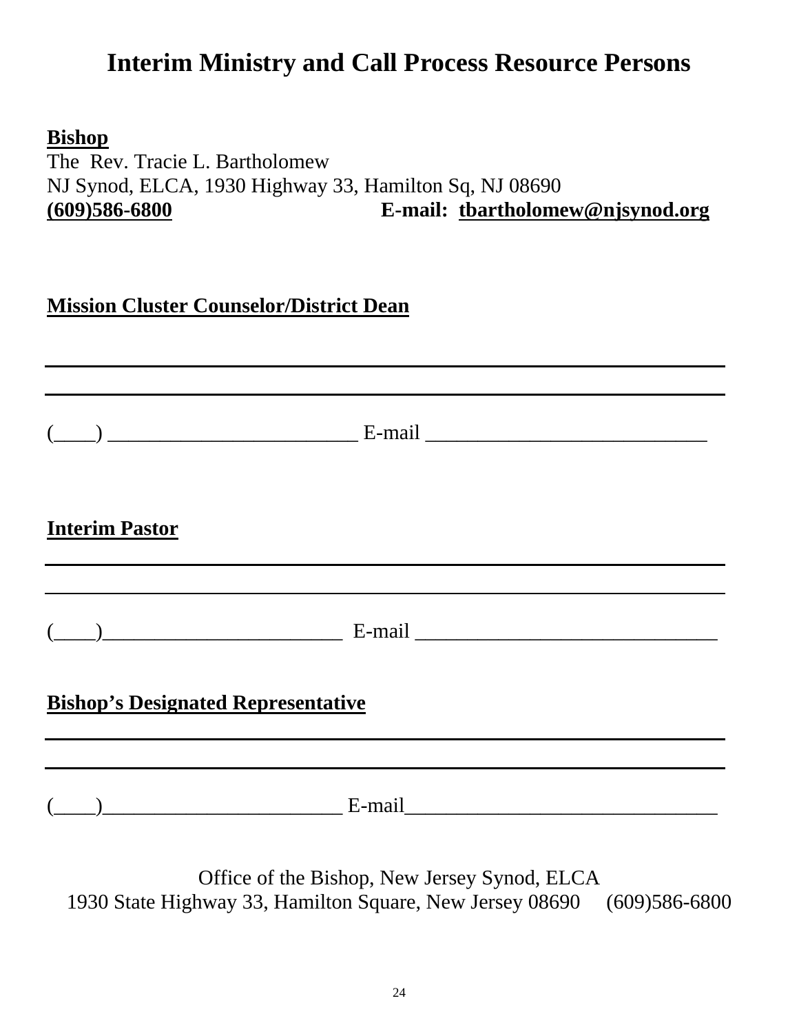# Interim Ministry and Call Process Resource Persons

**Bishop**
The Rev. Tracie L. Bartholomew
NJ Synod, ELCA, 1930 Highway 33, Hamilton Sq, NJ 08690
**(609)586-6800** **E-mail: tbartholomew@njsynod.org**

**Mission Cluster Counselor/District Dean**

_______________________________________________________________

_______________________________________________________________

(____) _________________________ E-mail ____________________________

**Interim Pastor**

_______________________________________________________________

_______________________________________________________________

(____)________________________ E-mail ______________________________

**Bishop's Designated Representative**

_______________________________________________________________

_______________________________________________________________

(____)_______________________ E-mail______________________________

Office of the Bishop, New Jersey Synod, ELCA
1930 State Highway 33, Hamilton Square, New Jersey 08690 (609)586-6800